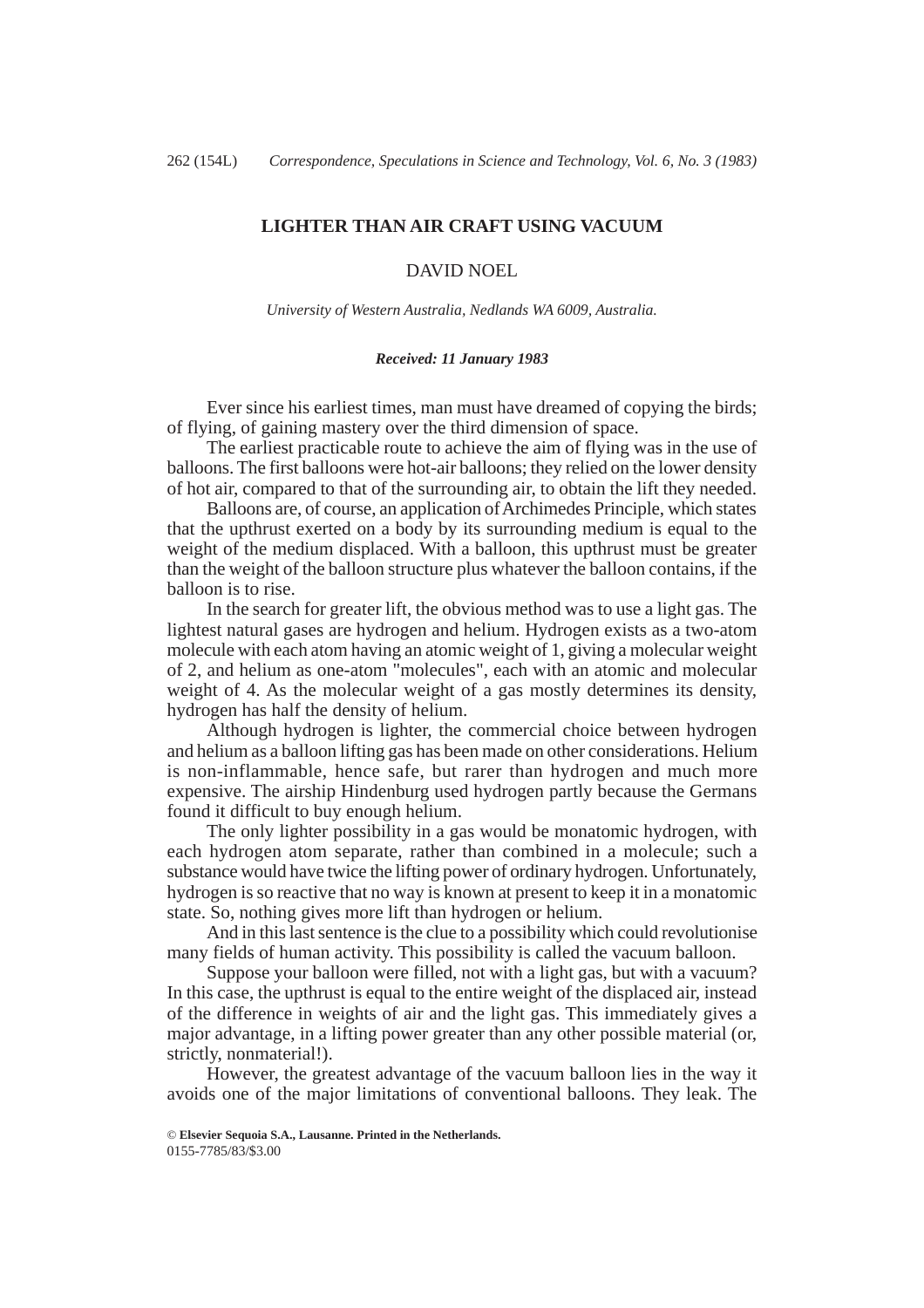# LIGHTER THAN AIR CRAFT USING VACUUM

DAVID NOEL

*University of Western Australia, Nedlands WA 6009, Australia.*

***Received: 11 January 1983***

Ever since his earliest times, man must have dreamed of copying the birds; of flying, of gaining mastery over the third dimension of space.

The earliest practicable route to achieve the aim of flying was in the use of balloons. The first balloons were hot-air balloons; they relied on the lower density of hot air, compared to that of the surrounding air, to obtain the lift they needed.

Balloons are, of course, an application of Archimedes Principle, which states that the upthrust exerted on a body by its surrounding medium is equal to the weight of the medium displaced. With a balloon, this upthrust must be greater than the weight of the balloon structure plus whatever the balloon contains, if the balloon is to rise.

In the search for greater lift, the obvious method was to use a light gas. The lightest natural gases are hydrogen and helium. Hydrogen exists as a two-atom molecule with each atom having an atomic weight of 1, giving a molecular weight of 2, and helium as one-atom "molecules", each with an atomic and molecular weight of 4. As the molecular weight of a gas mostly determines its density, hydrogen has half the density of helium.

Although hydrogen is lighter, the commercial choice between hydrogen and helium as a balloon lifting gas has been made on other considerations. Helium is non-inflammable, hence safe, but rarer than hydrogen and much more expensive. The airship Hindenburg used hydrogen partly because the Germans found it difficult to buy enough helium.

The only lighter possibility in a gas would be monatomic hydrogen, with each hydrogen atom separate, rather than combined in a molecule; such a substance would have twice the lifting power of ordinary hydrogen. Unfortunately, hydrogen is so reactive that no way is known at present to keep it in a monatomic state. So, nothing gives more lift than hydrogen or helium.

And in this last sentence is the clue to a possibility which could revolutionise many fields of human activity. This possibility is called the vacuum balloon.

Suppose your balloon were filled, not with a light gas, but with a vacuum? In this case, the upthrust is equal to the entire weight of the displaced air, instead of the difference in weights of air and the light gas. This immediately gives a major advantage, in a lifting power greater than any other possible material (or, strictly, nonmaterial!).

However, the greatest advantage of the vacuum balloon lies in the way it avoids one of the major limitations of conventional balloons. They leak. The

© **Elsevier Sequoia S.A., Lausanne. Printed in the Netherlands.**
0155-7785/83/$3.00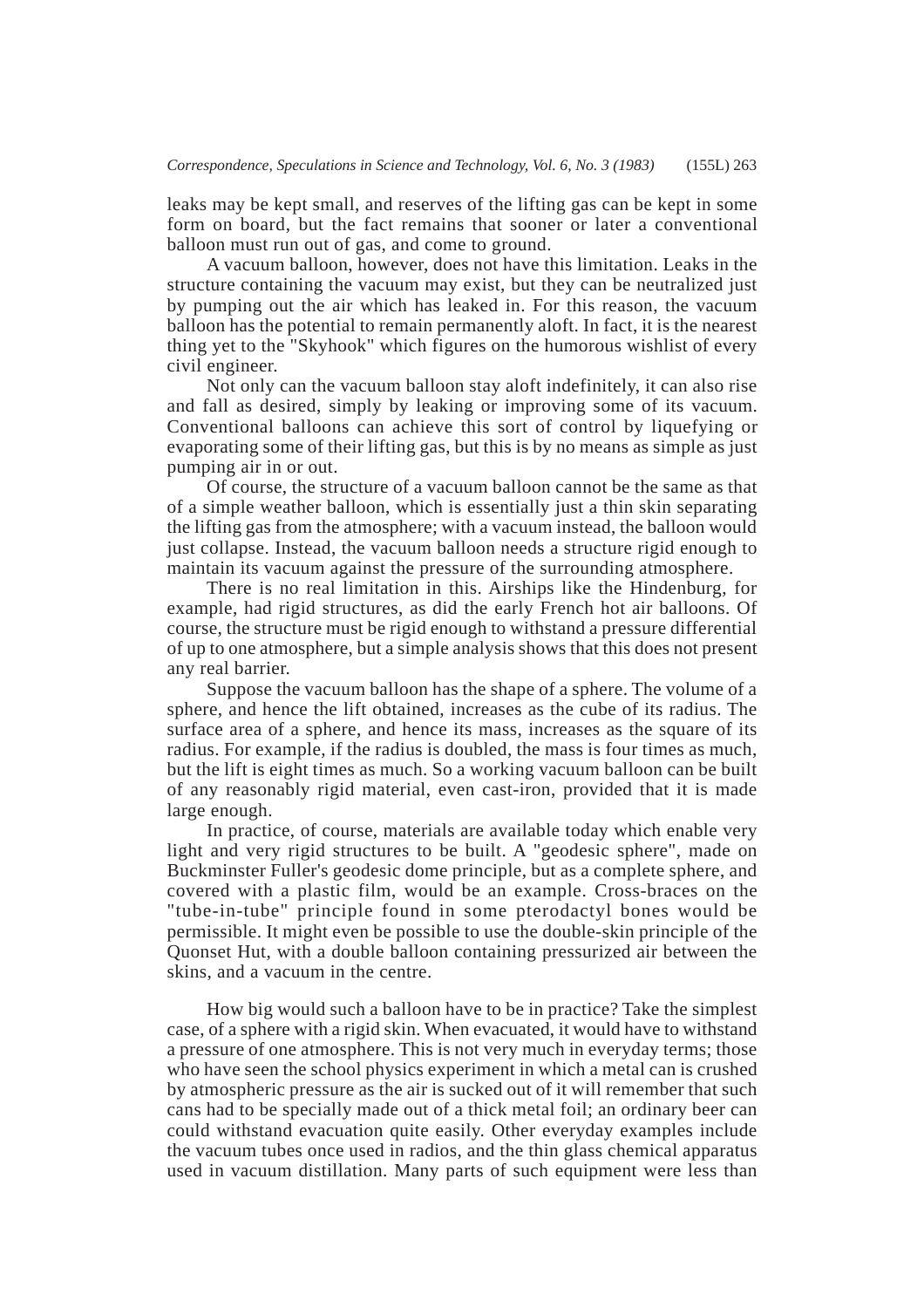leaks may be kept small, and reserves of the lifting gas can be kept in some form on board, but the fact remains that sooner or later a conventional balloon must run out of gas, and come to ground.

A vacuum balloon, however, does not have this limitation. Leaks in the structure containing the vacuum may exist, but they can be neutralized just by pumping out the air which has leaked in. For this reason, the vacuum balloon has the potential to remain permanently aloft. In fact, it is the nearest thing yet to the "Skyhook" which figures on the humorous wishlist of every civil engineer.

Not only can the vacuum balloon stay aloft indefinitely, it can also rise and fall as desired, simply by leaking or improving some of its vacuum. Conventional balloons can achieve this sort of control by liquefying or evaporating some of their lifting gas, but this is by no means as simple as just pumping air in or out.

Of course, the structure of a vacuum balloon cannot be the same as that of a simple weather balloon, which is essentially just a thin skin separating the lifting gas from the atmosphere; with a vacuum instead, the balloon would just collapse. Instead, the vacuum balloon needs a structure rigid enough to maintain its vacuum against the pressure of the surrounding atmosphere.

There is no real limitation in this. Airships like the Hindenburg, for example, had rigid structures, as did the early French hot air balloons. Of course, the structure must be rigid enough to withstand a pressure differential of up to one atmosphere, but a simple analysis shows that this does not present any real barrier.

Suppose the vacuum balloon has the shape of a sphere. The volume of a sphere, and hence the lift obtained, increases as the cube of its radius. The surface area of a sphere, and hence its mass, increases as the square of its radius. For example, if the radius is doubled, the mass is four times as much, but the lift is eight times as much. So a working vacuum balloon can be built of any reasonably rigid material, even cast-iron, provided that it is made large enough.

In practice, of course, materials are available today which enable very light and very rigid structures to be built. A "geodesic sphere", made on Buckminster Fuller's geodesic dome principle, but as a complete sphere, and covered with a plastic film, would be an example. Cross-braces on the "tube-in-tube" principle found in some pterodactyl bones would be permissible. It might even be possible to use the double-skin principle of the Quonset Hut, with a double balloon containing pressurized air between the skins, and a vacuum in the centre.

How big would such a balloon have to be in practice? Take the simplest case, of a sphere with a rigid skin. When evacuated, it would have to withstand a pressure of one atmosphere. This is not very much in everyday terms; those who have seen the school physics experiment in which a metal can is crushed by atmospheric pressure as the air is sucked out of it will remember that such cans had to be specially made out of a thick metal foil; an ordinary beer can could withstand evacuation quite easily. Other everyday examples include the vacuum tubes once used in radios, and the thin glass chemical apparatus used in vacuum distillation. Many parts of such equipment were less than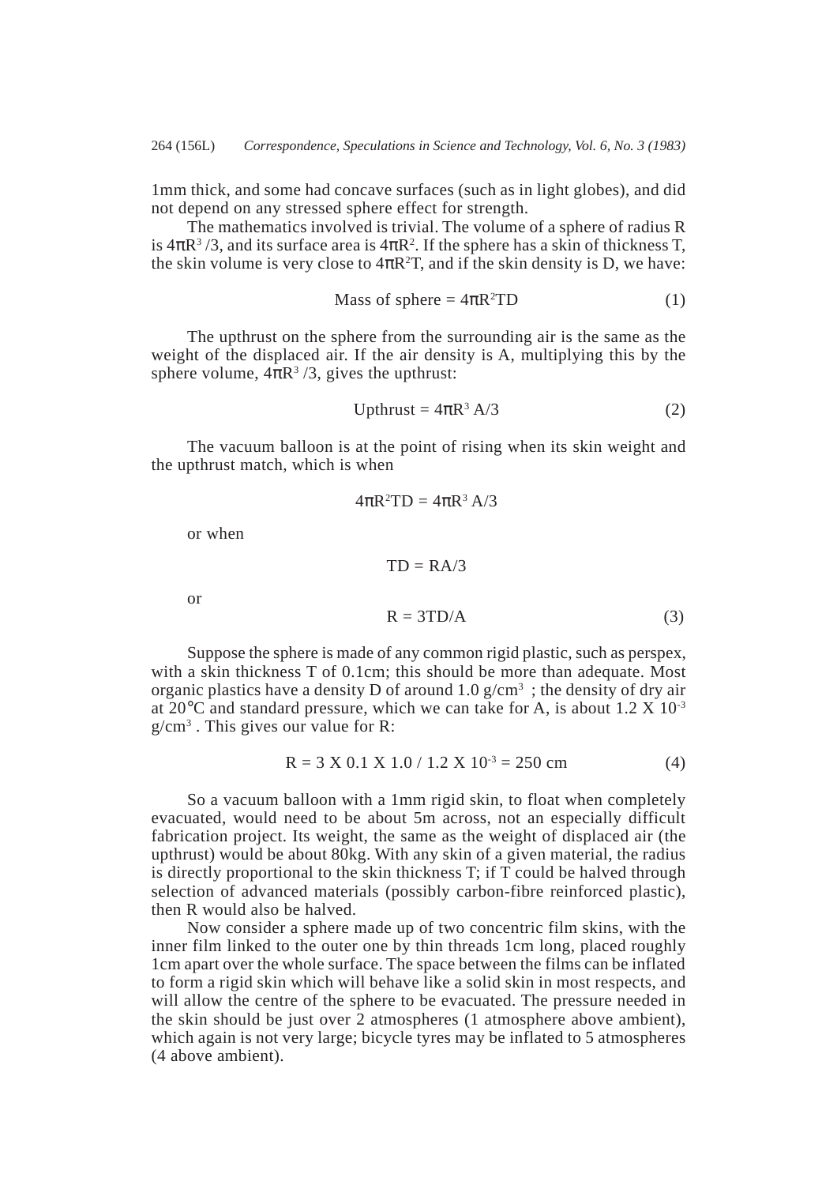1mm thick, and some had concave surfaces (such as in light globes), and did not depend on any stressed sphere effect for strength.

The mathematics involved is trivial. The volume of a sphere of radius R is $4\pi R^3/3$, and its surface area is $4\pi R^2$. If the sphere has a skin of thickness T, the skin volume is very close to $4\pi R^2 T$, and if the skin density is D, we have:

$$\text{Mass of sphere} = 4\pi R^2 TD \tag{1}$$

The upthrust on the sphere from the surrounding air is the same as the weight of the displaced air. If the air density is A, multiplying this by the sphere volume, $4\pi R^3/3$, gives the upthrust:

$$\text{Upthrust} = 4\pi R^3 A/3 \tag{2}$$

The vacuum balloon is at the point of rising when its skin weight and the upthrust match, which is when

$$4\pi R^2 TD = 4\pi R^3 A/3$$

or when

$$TD = RA/3$$

or

$$R = 3TD/A \tag{3}$$

Suppose the sphere is made of any common rigid plastic, such as perspex, with a skin thickness T of 0.1cm; this should be more than adequate. Most organic plastics have a density D of around 1.0 $g/cm^3$ ; the density of dry air at 20°C and standard pressure, which we can take for A, is about $1.2 \times 10^{-3}$ $g/cm^3$ . This gives our value for R:

$$R = 3 \times 0.1 \times 1.0 / 1.2 \times 10^{-3} = 250 \text{ cm} \tag{4}$$

So a vacuum balloon with a 1mm rigid skin, to float when completely evacuated, would need to be about 5m across, not an especially difficult fabrication project. Its weight, the same as the weight of displaced air (the upthrust) would be about 80kg. With any skin of a given material, the radius is directly proportional to the skin thickness T; if T could be halved through selection of advanced materials (possibly carbon-fibre reinforced plastic), then R would also be halved.

Now consider a sphere made up of two concentric film skins, with the inner film linked to the outer one by thin threads 1cm long, placed roughly 1cm apart over the whole surface. The space between the films can be inflated to form a rigid skin which will behave like a solid skin in most respects, and will allow the centre of the sphere to be evacuated. The pressure needed in the skin should be just over 2 atmospheres (1 atmosphere above ambient), which again is not very large; bicycle tyres may be inflated to 5 atmospheres (4 above ambient).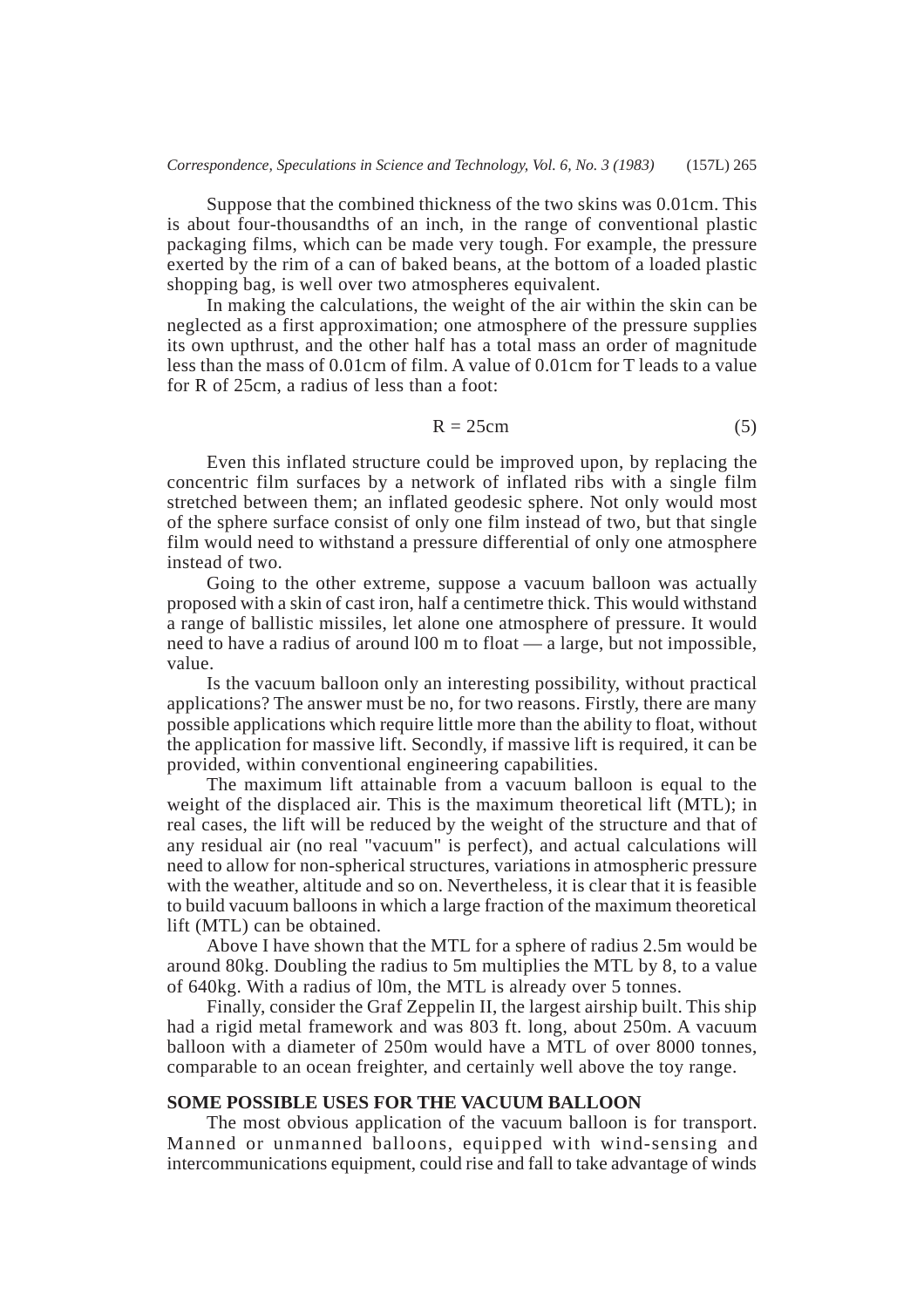Suppose that the combined thickness of the two skins was 0.01cm. This is about four-thousandths of an inch, in the range of conventional plastic packaging films, which can be made very tough. For example, the pressure exerted by the rim of a can of baked beans, at the bottom of a loaded plastic shopping bag, is well over two atmospheres equivalent.

In making the calculations, the weight of the air within the skin can be neglected as a first approximation; one atmosphere of the pressure supplies its own upthrust, and the other half has a total mass an order of magnitude less than the mass of 0.01cm of film. A value of 0.01cm for T leads to a value for R of 25cm, a radius of less than a foot:

$$R = 25\text{cm} \tag{5}$$

Even this inflated structure could be improved upon, by replacing the concentric film surfaces by a network of inflated ribs with a single film stretched between them; an inflated geodesic sphere. Not only would most of the sphere surface consist of only one film instead of two, but that single film would need to withstand a pressure differential of only one atmosphere instead of two.

Going to the other extreme, suppose a vacuum balloon was actually proposed with a skin of cast iron, half a centimetre thick. This would withstand a range of ballistic missiles, let alone one atmosphere of pressure. It would need to have a radius of around l00 m to float — a large, but not impossible, value.

Is the vacuum balloon only an interesting possibility, without practical applications? The answer must be no, for two reasons. Firstly, there are many possible applications which require little more than the ability to float, without the application for massive lift. Secondly, if massive lift is required, it can be provided, within conventional engineering capabilities.

The maximum lift attainable from a vacuum balloon is equal to the weight of the displaced air. This is the maximum theoretical lift (MTL); in real cases, the lift will be reduced by the weight of the structure and that of any residual air (no real "vacuum" is perfect), and actual calculations will need to allow for non-spherical structures, variations in atmospheric pressure with the weather, altitude and so on. Nevertheless, it is clear that it is feasible to build vacuum balloons in which a large fraction of the maximum theoretical lift (MTL) can be obtained.

Above I have shown that the MTL for a sphere of radius 2.5m would be around 80kg. Doubling the radius to 5m multiplies the MTL by 8, to a value of 640kg. With a radius of l0m, the MTL is already over 5 tonnes.

Finally, consider the Graf Zeppelin II, the largest airship built. This ship had a rigid metal framework and was 803 ft. long, about 250m. A vacuum balloon with a diameter of 250m would have a MTL of over 8000 tonnes, comparable to an ocean freighter, and certainly well above the toy range.

## SOME POSSIBLE USES FOR THE VACUUM BALLOON

The most obvious application of the vacuum balloon is for transport. Manned or unmanned balloons, equipped with wind-sensing and intercommunications equipment, could rise and fall to take advantage of winds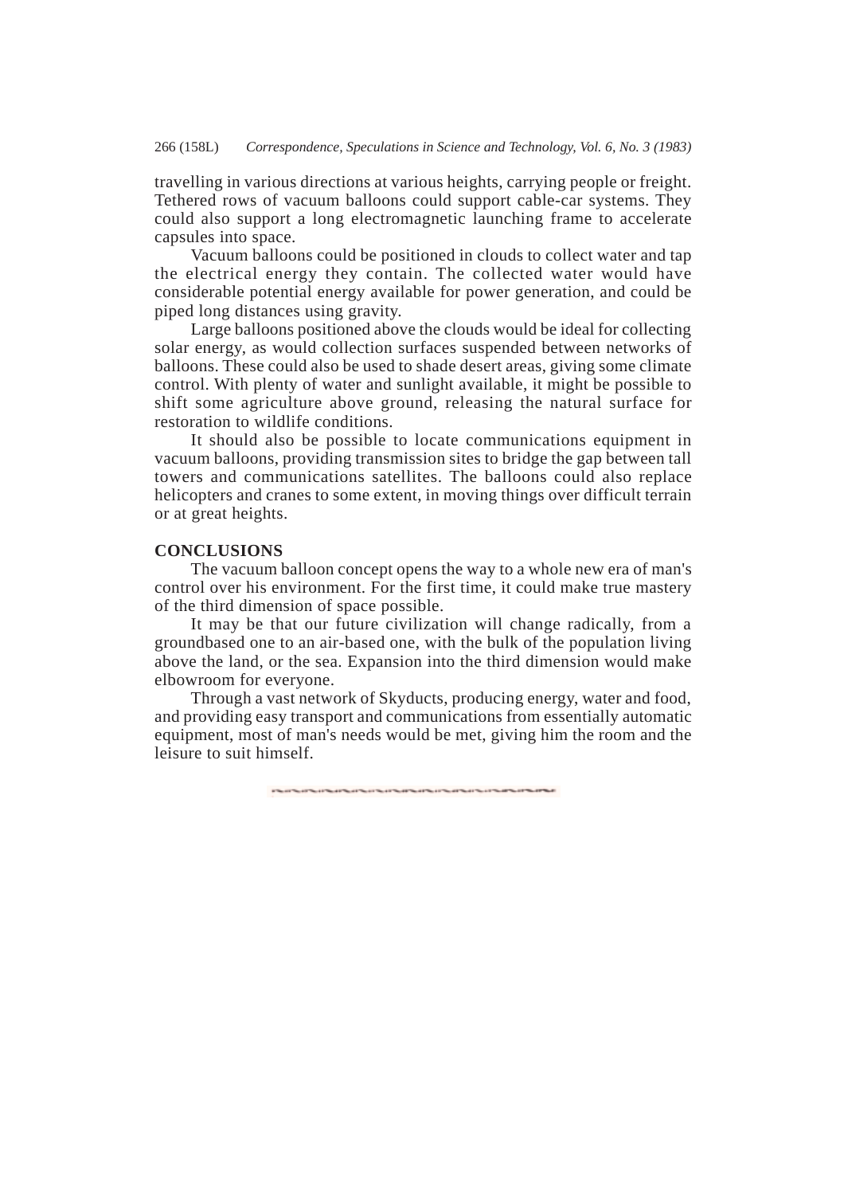travelling in various directions at various heights, carrying people or freight. Tethered rows of vacuum balloons could support cable-car systems. They could also support a long electromagnetic launching frame to accelerate capsules into space.

Vacuum balloons could be positioned in clouds to collect water and tap the electrical energy they contain. The collected water would have considerable potential energy available for power generation, and could be piped long distances using gravity.

Large balloons positioned above the clouds would be ideal for collecting solar energy, as would collection surfaces suspended between networks of balloons. These could also be used to shade desert areas, giving some climate control. With plenty of water and sunlight available, it might be possible to shift some agriculture above ground, releasing the natural surface for restoration to wildlife conditions.

It should also be possible to locate communications equipment in vacuum balloons, providing transmission sites to bridge the gap between tall towers and communications satellites. The balloons could also replace helicopters and cranes to some extent, in moving things over difficult terrain or at great heights.

## CONCLUSIONS

The vacuum balloon concept opens the way to a whole new era of man's control over his environment. For the first time, it could make true mastery of the third dimension of space possible.

It may be that our future civilization will change radically, from a groundbased one to an air-based one, with the bulk of the population living above the land, or the sea. Expansion into the third dimension would make elbowroom for everyone.

Through a vast network of Skyducts, producing energy, water and food, and providing easy transport and communications from essentially automatic equipment, most of man's needs would be met, giving him the room and the leisure to suit himself.